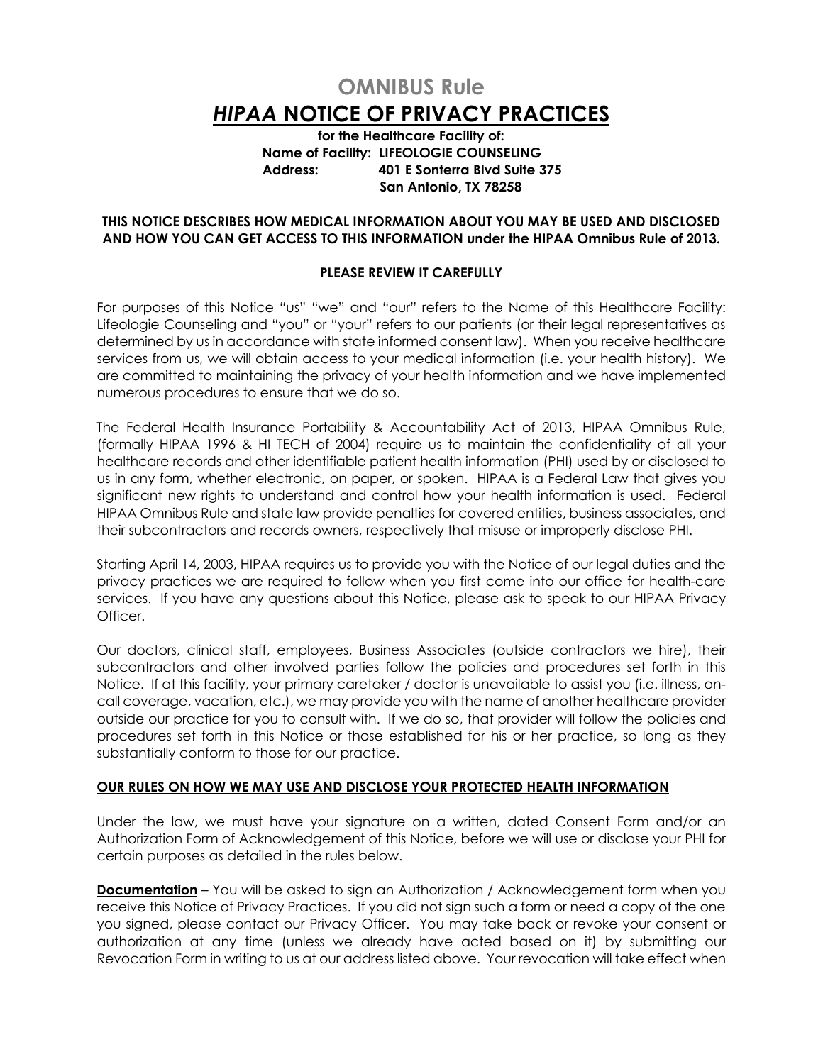# OMNIBUS Rule

# *HIPAA* NOTICE OF PRIVACY PRACTICES

**for the Healthcare Facility of:**
**Name of Facility: LIFEOLOGIE COUNSELING**
**Address: 401 E Sonterra Blvd Suite 375**
**San Antonio, TX 78258**

**THIS NOTICE DESCRIBES HOW MEDICAL INFORMATION ABOUT YOU MAY BE USED AND DISCLOSED AND HOW YOU CAN GET ACCESS TO THIS INFORMATION under the HIPAA Omnibus Rule of 2013.**

**PLEASE REVIEW IT CAREFULLY**

For purposes of this Notice "us" "we" and "our" refers to the Name of this Healthcare Facility: Lifeologie Counseling and "you" or "your" refers to our patients (or their legal representatives as determined by us in accordance with state informed consent law). When you receive healthcare services from us, we will obtain access to your medical information (i.e. your health history). We are committed to maintaining the privacy of your health information and we have implemented numerous procedures to ensure that we do so.

The Federal Health Insurance Portability & Accountability Act of 2013, HIPAA Omnibus Rule, (formally HIPAA 1996 & HI TECH of 2004) require us to maintain the confidentiality of all your healthcare records and other identifiable patient health information (PHI) used by or disclosed to us in any form, whether electronic, on paper, or spoken. HIPAA is a Federal Law that gives you significant new rights to understand and control how your health information is used. Federal HIPAA Omnibus Rule and state law provide penalties for covered entities, business associates, and their subcontractors and records owners, respectively that misuse or improperly disclose PHI.

Starting April 14, 2003, HIPAA requires us to provide you with the Notice of our legal duties and the privacy practices we are required to follow when you first come into our office for health-care services. If you have any questions about this Notice, please ask to speak to our HIPAA Privacy Officer.

Our doctors, clinical staff, employees, Business Associates (outside contractors we hire), their subcontractors and other involved parties follow the policies and procedures set forth in this Notice. If at this facility, your primary caretaker / doctor is unavailable to assist you (i.e. illness, on-call coverage, vacation, etc.), we may provide you with the name of another healthcare provider outside our practice for you to consult with. If we do so, that provider will follow the policies and procedures set forth in this Notice or those established for his or her practice, so long as they substantially conform to those for our practice.

## OUR RULES ON HOW WE MAY USE AND DISCLOSE YOUR PROTECTED HEALTH INFORMATION

Under the law, we must have your signature on a written, dated Consent Form and/or an Authorization Form of Acknowledgement of this Notice, before we will use or disclose your PHI for certain purposes as detailed in the rules below.

**Documentation** – You will be asked to sign an Authorization / Acknowledgement form when you receive this Notice of Privacy Practices. If you did not sign such a form or need a copy of the one you signed, please contact our Privacy Officer. You may take back or revoke your consent or authorization at any time (unless we already have acted based on it) by submitting our Revocation Form in writing to us at our address listed above. Your revocation will take effect when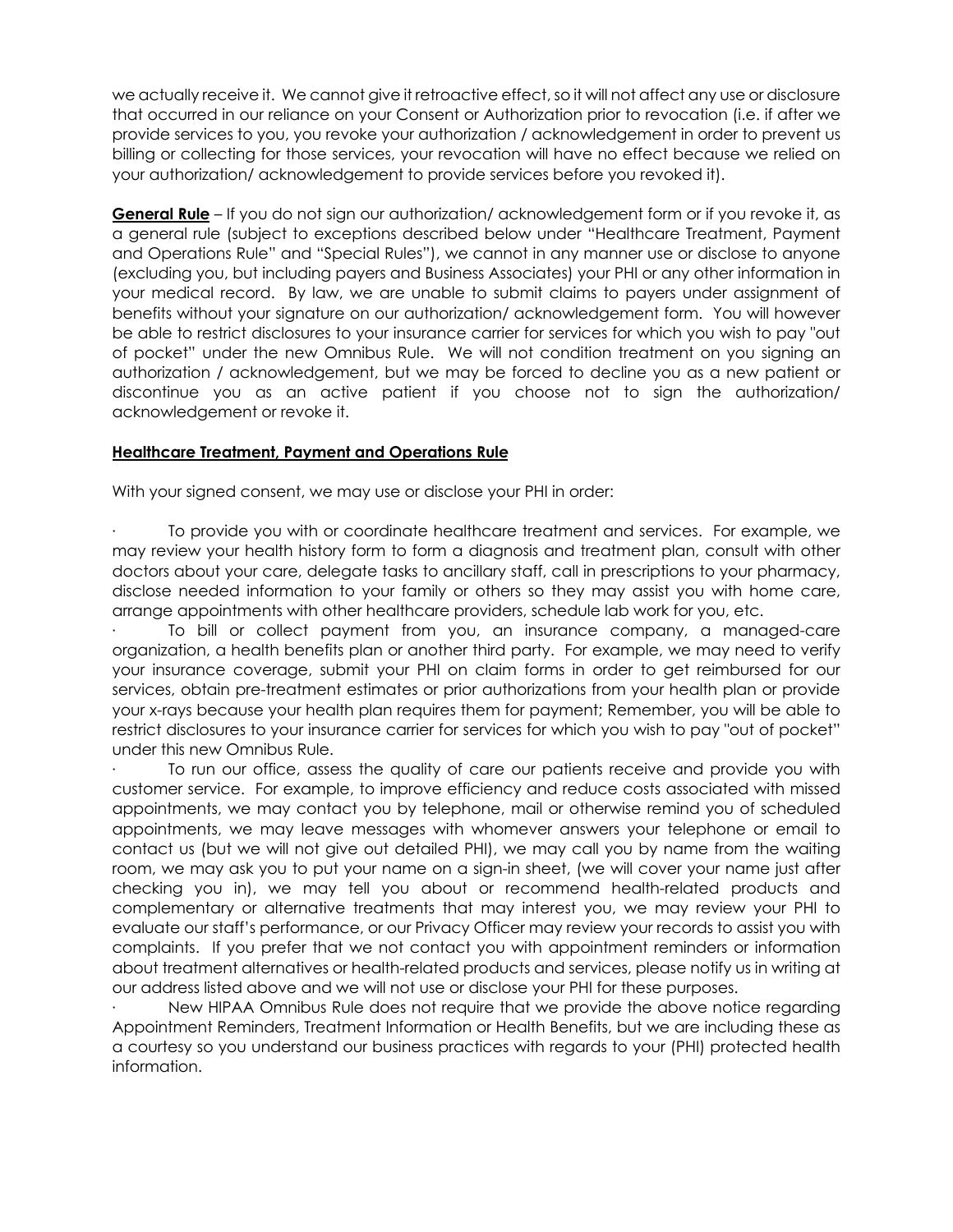we actually receive it. We cannot give it retroactive effect, so it will not affect any use or disclosure that occurred in our reliance on your Consent or Authorization prior to revocation (i.e. if after we provide services to you, you revoke your authorization / acknowledgement in order to prevent us billing or collecting for those services, your revocation will have no effect because we relied on your authorization/ acknowledgement to provide services before you revoked it).

**General Rule** – If you do not sign our authorization/ acknowledgement form or if you revoke it, as a general rule (subject to exceptions described below under "Healthcare Treatment, Payment and Operations Rule" and "Special Rules"), we cannot in any manner use or disclose to anyone (excluding you, but including payers and Business Associates) your PHI or any other information in your medical record. By law, we are unable to submit claims to payers under assignment of benefits without your signature on our authorization/ acknowledgement form. You will however be able to restrict disclosures to your insurance carrier for services for which you wish to pay "out of pocket" under the new Omnibus Rule. We will not condition treatment on you signing an authorization / acknowledgement, but we may be forced to decline you as a new patient or discontinue you as an active patient if you choose not to sign the authorization/ acknowledgement or revoke it.

**Healthcare Treatment, Payment and Operations Rule**

With your signed consent, we may use or disclose your PHI in order:

- To provide you with or coordinate healthcare treatment and services. For example, we may review your health history form to form a diagnosis and treatment plan, consult with other doctors about your care, delegate tasks to ancillary staff, call in prescriptions to your pharmacy, disclose needed information to your family or others so they may assist you with home care, arrange appointments with other healthcare providers, schedule lab work for you, etc.
- To bill or collect payment from you, an insurance company, a managed-care organization, a health benefits plan or another third party. For example, we may need to verify your insurance coverage, submit your PHI on claim forms in order to get reimbursed for our services, obtain pre-treatment estimates or prior authorizations from your health plan or provide your x-rays because your health plan requires them for payment; Remember, you will be able to restrict disclosures to your insurance carrier for services for which you wish to pay "out of pocket" under this new Omnibus Rule.
- To run our office, assess the quality of care our patients receive and provide you with customer service. For example, to improve efficiency and reduce costs associated with missed appointments, we may contact you by telephone, mail or otherwise remind you of scheduled appointments, we may leave messages with whomever answers your telephone or email to contact us (but we will not give out detailed PHI), we may call you by name from the waiting room, we may ask you to put your name on a sign-in sheet, (we will cover your name just after checking you in), we may tell you about or recommend health-related products and complementary or alternative treatments that may interest you, we may review your PHI to evaluate our staff's performance, or our Privacy Officer may review your records to assist you with complaints. If you prefer that we not contact you with appointment reminders or information about treatment alternatives or health-related products and services, please notify us in writing at our address listed above and we will not use or disclose your PHI for these purposes.
- New HIPAA Omnibus Rule does not require that we provide the above notice regarding Appointment Reminders, Treatment Information or Health Benefits, but we are including these as a courtesy so you understand our business practices with regards to your (PHI) protected health information.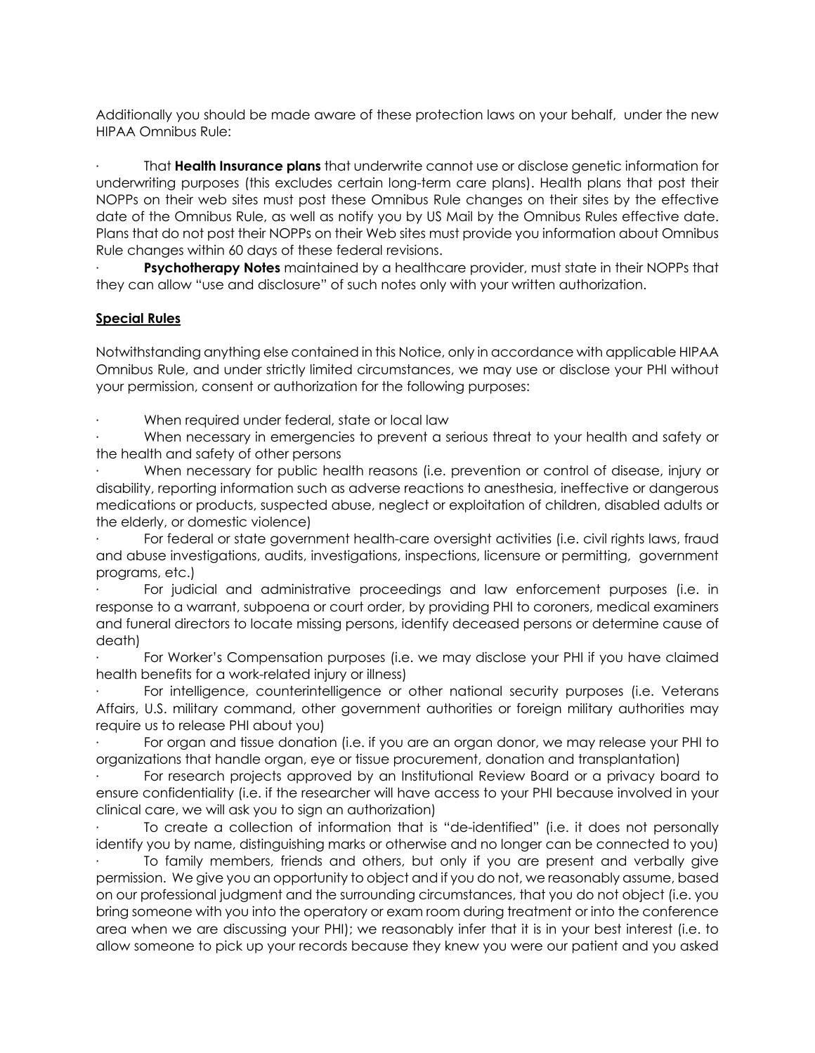Additionally you should be made aware of these protection laws on your behalf, under the new HIPAA Omnibus Rule:

- That **Health Insurance plans** that underwrite cannot use or disclose genetic information for underwriting purposes (this excludes certain long-term care plans). Health plans that post their NOPPs on their web sites must post these Omnibus Rule changes on their sites by the effective date of the Omnibus Rule, as well as notify you by US Mail by the Omnibus Rules effective date. Plans that do not post their NOPPs on their Web sites must provide you information about Omnibus Rule changes within 60 days of these federal revisions.
- **Psychotherapy Notes** maintained by a healthcare provider, must state in their NOPPs that they can allow "use and disclosure" of such notes only with your written authorization.

## Special Rules

Notwithstanding anything else contained in this Notice, only in accordance with applicable HIPAA Omnibus Rule, and under strictly limited circumstances, we may use or disclose your PHI without your permission, consent or authorization for the following purposes:

- When required under federal, state or local law
- When necessary in emergencies to prevent a serious threat to your health and safety or the health and safety of other persons
- When necessary for public health reasons (i.e. prevention or control of disease, injury or disability, reporting information such as adverse reactions to anesthesia, ineffective or dangerous medications or products, suspected abuse, neglect or exploitation of children, disabled adults or the elderly, or domestic violence)
- For federal or state government health-care oversight activities (i.e. civil rights laws, fraud and abuse investigations, audits, investigations, inspections, licensure or permitting, government programs, etc.)
- For judicial and administrative proceedings and law enforcement purposes (i.e. in response to a warrant, subpoena or court order, by providing PHI to coroners, medical examiners and funeral directors to locate missing persons, identify deceased persons or determine cause of death)
- For Worker's Compensation purposes (i.e. we may disclose your PHI if you have claimed health benefits for a work-related injury or illness)
- For intelligence, counterintelligence or other national security purposes (i.e. Veterans Affairs, U.S. military command, other government authorities or foreign military authorities may require us to release PHI about you)
- For organ and tissue donation (i.e. if you are an organ donor, we may release your PHI to organizations that handle organ, eye or tissue procurement, donation and transplantation)
- For research projects approved by an Institutional Review Board or a privacy board to ensure confidentiality (i.e. if the researcher will have access to your PHI because involved in your clinical care, we will ask you to sign an authorization)
- To create a collection of information that is "de-identified" (i.e. it does not personally identify you by name, distinguishing marks or otherwise and no longer can be connected to you)
- To family members, friends and others, but only if you are present and verbally give permission. We give you an opportunity to object and if you do not, we reasonably assume, based on our professional judgment and the surrounding circumstances, that you do not object (i.e. you bring someone with you into the operatory or exam room during treatment or into the conference area when we are discussing your PHI); we reasonably infer that it is in your best interest (i.e. to allow someone to pick up your records because they knew you were our patient and you asked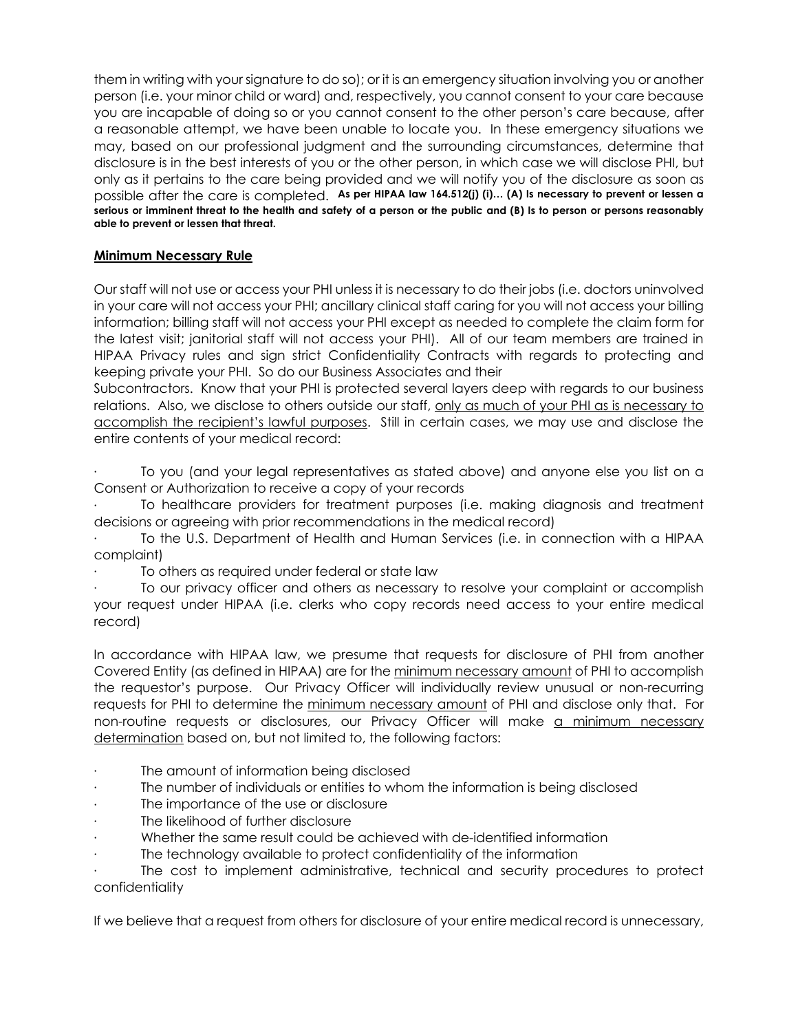them in writing with your signature to do so); or it is an emergency situation involving you or another person (i.e. your minor child or ward) and, respectively, you cannot consent to your care because you are incapable of doing so or you cannot consent to the other person's care because, after a reasonable attempt, we have been unable to locate you. In these emergency situations we may, based on our professional judgment and the surrounding circumstances, determine that disclosure is in the best interests of you or the other person, in which case we will disclose PHI, but only as it pertains to the care being provided and we will notify you of the disclosure as soon as possible after the care is completed. **As per HIPAA law 164.512(j) (i)… (A) Is necessary to prevent or lessen a serious or imminent threat to the health and safety of a person or the public and (B) Is to person or persons reasonably able to prevent or lessen that threat.**

## Minimum Necessary Rule

Our staff will not use or access your PHI unless it is necessary to do their jobs (i.e. doctors uninvolved in your care will not access your PHI; ancillary clinical staff caring for you will not access your billing information; billing staff will not access your PHI except as needed to complete the claim form for the latest visit; janitorial staff will not access your PHI). All of our team members are trained in HIPAA Privacy rules and sign strict Confidentiality Contracts with regards to protecting and keeping private your PHI. So do our Business Associates and their Subcontractors. Know that your PHI is protected several layers deep with regards to our business relations. Also, we disclose to others outside our staff, <u>only as much of your PHI as is necessary to accomplish the recipient's lawful purposes</u>. Still in certain cases, we may use and disclose the entire contents of your medical record:

- To you (and your legal representatives as stated above) and anyone else you list on a Consent or Authorization to receive a copy of your records
- To healthcare providers for treatment purposes (i.e. making diagnosis and treatment decisions or agreeing with prior recommendations in the medical record)
- To the U.S. Department of Health and Human Services (i.e. in connection with a HIPAA complaint)
- To others as required under federal or state law
- To our privacy officer and others as necessary to resolve your complaint or accomplish your request under HIPAA (i.e. clerks who copy records need access to your entire medical record)

In accordance with HIPAA law, we presume that requests for disclosure of PHI from another Covered Entity (as defined in HIPAA) are for the <u>minimum necessary amount</u> of PHI to accomplish the requestor's purpose. Our Privacy Officer will individually review unusual or non-recurring requests for PHI to determine the <u>minimum necessary amount</u> of PHI and disclose only that. For non-routine requests or disclosures, our Privacy Officer will make <u>a minimum necessary determination</u> based on, but not limited to, the following factors:

- The amount of information being disclosed
- The number of individuals or entities to whom the information is being disclosed
- The importance of the use or disclosure
- The likelihood of further disclosure
- Whether the same result could be achieved with de-identified information
- The technology available to protect confidentiality of the information
- The cost to implement administrative, technical and security procedures to protect confidentiality

If we believe that a request from others for disclosure of your entire medical record is unnecessary,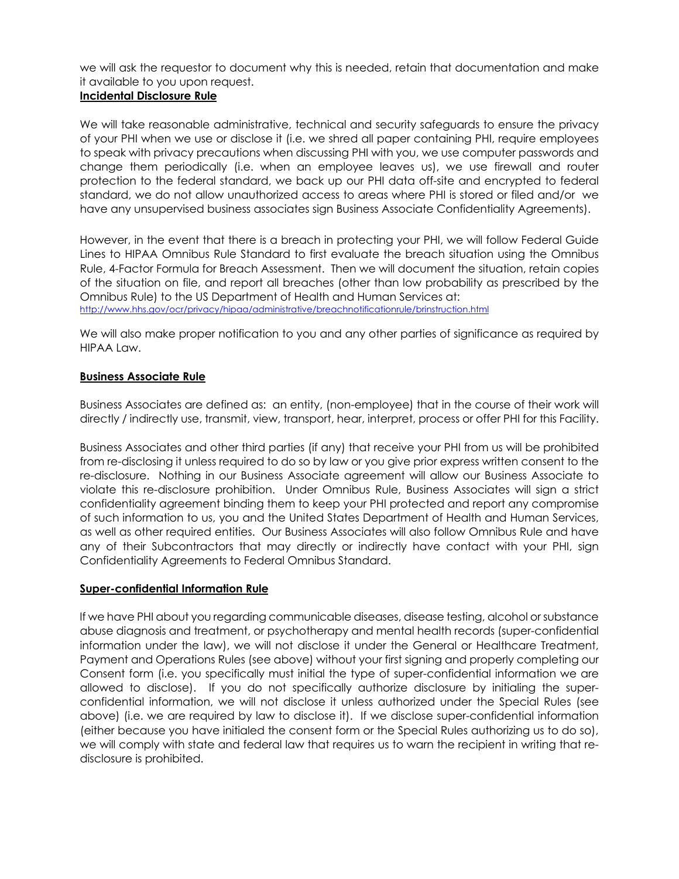we will ask the requestor to document why this is needed, retain that documentation and make it available to you upon request.

**Incidental Disclosure Rule**

We will take reasonable administrative, technical and security safeguards to ensure the privacy of your PHI when we use or disclose it (i.e. we shred all paper containing PHI, require employees to speak with privacy precautions when discussing PHI with you, we use computer passwords and change them periodically (i.e. when an employee leaves us), we use firewall and router protection to the federal standard, we back up our PHI data off-site and encrypted to federal standard, we do not allow unauthorized access to areas where PHI is stored or filed and/or we have any unsupervised business associates sign Business Associate Confidentiality Agreements).

However, in the event that there is a breach in protecting your PHI, we will follow Federal Guide Lines to HIPAA Omnibus Rule Standard to first evaluate the breach situation using the Omnibus Rule, 4-Factor Formula for Breach Assessment. Then we will document the situation, retain copies of the situation on file, and report all breaches (other than low probability as prescribed by the Omnibus Rule) to the US Department of Health and Human Services at:
http://www.hhs.gov/ocr/privacy/hipaa/administrative/breachnotificationrule/brinstruction.html

We will also make proper notification to you and any other parties of significance as required by HIPAA Law.

**Business Associate Rule**

Business Associates are defined as: an entity, (non-employee) that in the course of their work will directly / indirectly use, transmit, view, transport, hear, interpret, process or offer PHI for this Facility.

Business Associates and other third parties (if any) that receive your PHI from us will be prohibited from re-disclosing it unless required to do so by law or you give prior express written consent to the re-disclosure. Nothing in our Business Associate agreement will allow our Business Associate to violate this re-disclosure prohibition. Under Omnibus Rule, Business Associates will sign a strict confidentiality agreement binding them to keep your PHI protected and report any compromise of such information to us, you and the United States Department of Health and Human Services, as well as other required entities. Our Business Associates will also follow Omnibus Rule and have any of their Subcontractors that may directly or indirectly have contact with your PHI, sign Confidentiality Agreements to Federal Omnibus Standard.

**Super-confidential Information Rule**

If we have PHI about you regarding communicable diseases, disease testing, alcohol or substance abuse diagnosis and treatment, or psychotherapy and mental health records (super-confidential information under the law), we will not disclose it under the General or Healthcare Treatment, Payment and Operations Rules (see above) without your first signing and properly completing our Consent form (i.e. you specifically must initial the type of super-confidential information we are allowed to disclose). If you do not specifically authorize disclosure by initialing the super-confidential information, we will not disclose it unless authorized under the Special Rules (see above) (i.e. we are required by law to disclose it). If we disclose super-confidential information (either because you have initialed the consent form or the Special Rules authorizing us to do so), we will comply with state and federal law that requires us to warn the recipient in writing that re-disclosure is prohibited.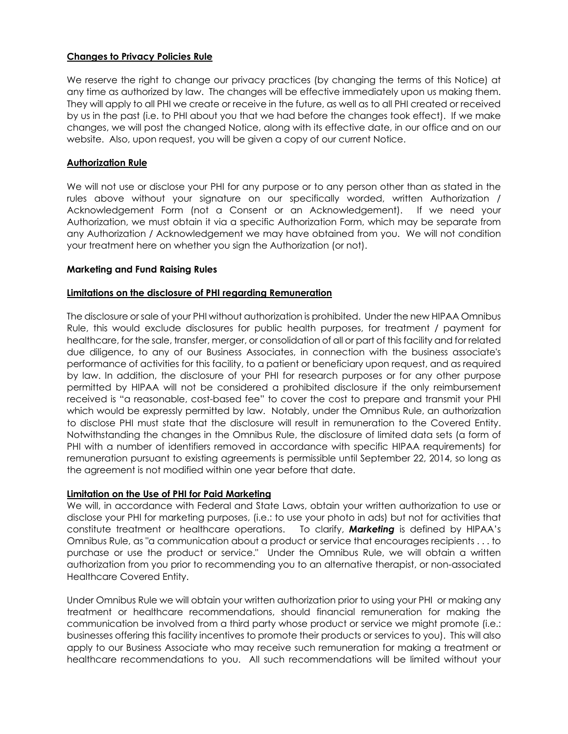**Changes to Privacy Policies Rule**

We reserve the right to change our privacy practices (by changing the terms of this Notice) at any time as authorized by law. The changes will be effective immediately upon us making them. They will apply to all PHI we create or receive in the future, as well as to all PHI created or received by us in the past (i.e. to PHI about you that we had before the changes took effect). If we make changes, we will post the changed Notice, along with its effective date, in our office and on our website. Also, upon request, you will be given a copy of our current Notice.

**Authorization Rule**

We will not use or disclose your PHI for any purpose or to any person other than as stated in the rules above without your signature on our specifically worded, written Authorization / Acknowledgement Form (not a Consent or an Acknowledgement). If we need your Authorization, we must obtain it via a specific Authorization Form, which may be separate from any Authorization / Acknowledgement we may have obtained from you. We will not condition your treatment here on whether you sign the Authorization (or not).

**Marketing and Fund Raising Rules**

**Limitations on the disclosure of PHI regarding Remuneration**

The disclosure or sale of your PHI without authorization is prohibited. Under the new HIPAA Omnibus Rule, this would exclude disclosures for public health purposes, for treatment / payment for healthcare, for the sale, transfer, merger, or consolidation of all or part of this facility and for related due diligence, to any of our Business Associates, in connection with the business associate's performance of activities for this facility, to a patient or beneficiary upon request, and as required by law. In addition, the disclosure of your PHI for research purposes or for any other purpose permitted by HIPAA will not be considered a prohibited disclosure if the only reimbursement received is "a reasonable, cost-based fee" to cover the cost to prepare and transmit your PHI which would be expressly permitted by law. Notably, under the Omnibus Rule, an authorization to disclose PHI must state that the disclosure will result in remuneration to the Covered Entity. Notwithstanding the changes in the Omnibus Rule, the disclosure of limited data sets (a form of PHI with a number of identifiers removed in accordance with specific HIPAA requirements) for remuneration pursuant to existing agreements is permissible until September 22, 2014, so long as the agreement is not modified within one year before that date.

**Limitation on the Use of PHI for Paid Marketing**

We will, in accordance with Federal and State Laws, obtain your written authorization to use or disclose your PHI for marketing purposes, (i.e.: to use your photo in ads) but not for activities that constitute treatment or healthcare operations. To clarify, ***Marketing*** is defined by HIPAA's Omnibus Rule, as "a communication about a product or service that encourages recipients . . . to purchase or use the product or service." Under the Omnibus Rule, we will obtain a written authorization from you prior to recommending you to an alternative therapist, or non-associated Healthcare Covered Entity.

Under Omnibus Rule we will obtain your written authorization prior to using your PHI or making any treatment or healthcare recommendations, should financial remuneration for making the communication be involved from a third party whose product or service we might promote (i.e.: businesses offering this facility incentives to promote their products or services to you). This will also apply to our Business Associate who may receive such remuneration for making a treatment or healthcare recommendations to you. All such recommendations will be limited without your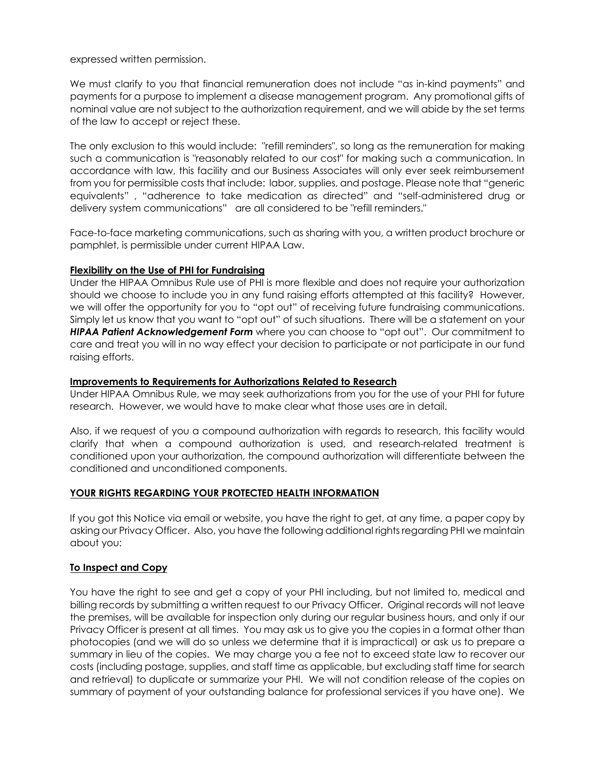expressed written permission.

We must clarify to you that financial remuneration does not include "as in-kind payments" and payments for a purpose to implement a disease management program. Any promotional gifts of nominal value are not subject to the authorization requirement, and we will abide by the set terms of the law to accept or reject these.

The only exclusion to this would include: "refill reminders", so long as the remuneration for making such a communication is "reasonably related to our cost" for making such a communication. In accordance with law, this facility and our Business Associates will only ever seek reimbursement from you for permissible costs that include: labor, supplies, and postage. Please note that "generic equivalents" , "adherence to take medication as directed" and "self-administered drug or delivery system communications" are all considered to be "refill reminders."

Face-to-face marketing communications, such as sharing with you, a written product brochure or pamphlet, is permissible under current HIPAA Law.

**Flexibility on the Use of PHI for Fundraising**

Under the HIPAA Omnibus Rule use of PHI is more flexible and does not require your authorization should we choose to include you in any fund raising efforts attempted at this facility? However, we will offer the opportunity for you to "opt out" of receiving future fundraising communications. Simply let us know that you want to "opt out" of such situations. There will be a statement on your ***HIPAA Patient Acknowledgement Form*** where you can choose to "opt out". Our commitment to care and treat you will in no way effect your decision to participate or not participate in our fund raising efforts.

**Improvements to Requirements for Authorizations Related to Research**

Under HIPAA Omnibus Rule, we may seek authorizations from you for the use of your PHI for future research. However, we would have to make clear what those uses are in detail.

Also, if we request of you a compound authorization with regards to research, this facility would clarify that when a compound authorization is used, and research-related treatment is conditioned upon your authorization, the compound authorization will differentiate between the conditioned and unconditioned components.

## YOUR RIGHTS REGARDING YOUR PROTECTED HEALTH INFORMATION

If you got this Notice via email or website, you have the right to get, at any time, a paper copy by asking our Privacy Officer. Also, you have the following additional rights regarding PHI we maintain about you:

### To Inspect and Copy

You have the right to see and get a copy of your PHI including, but not limited to, medical and billing records by submitting a written request to our Privacy Officer. Original records will not leave the premises, will be available for inspection only during our regular business hours, and only if our Privacy Officer is present at all times. You may ask us to give you the copies in a format other than photocopies (and we will do so unless we determine that it is impractical) or ask us to prepare a summary in lieu of the copies. We may charge you a fee not to exceed state law to recover our costs (including postage, supplies, and staff time as applicable, but excluding staff time for search and retrieval) to duplicate or summarize your PHI. We will not condition release of the copies on summary of payment of your outstanding balance for professional services if you have one). We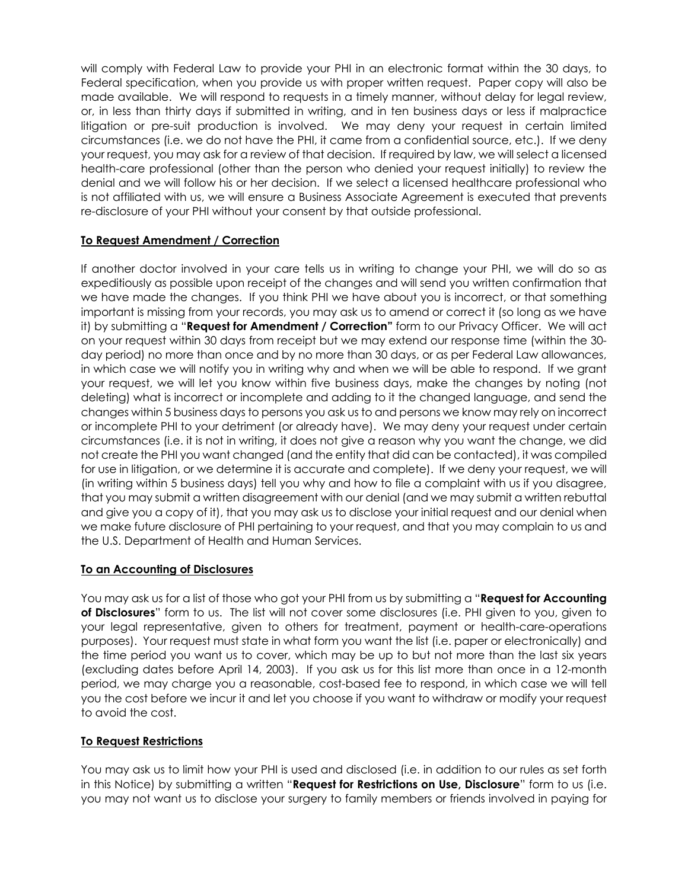will comply with Federal Law to provide your PHI in an electronic format within the 30 days, to Federal specification, when you provide us with proper written request. Paper copy will also be made available. We will respond to requests in a timely manner, without delay for legal review, or, in less than thirty days if submitted in writing, and in ten business days or less if malpractice litigation or pre-suit production is involved. We may deny your request in certain limited circumstances (i.e. we do not have the PHI, it came from a confidential source, etc.). If we deny your request, you may ask for a review of that decision. If required by law, we will select a licensed health-care professional (other than the person who denied your request initially) to review the denial and we will follow his or her decision. If we select a licensed healthcare professional who is not affiliated with us, we will ensure a Business Associate Agreement is executed that prevents re-disclosure of your PHI without your consent by that outside professional.

**To Request Amendment / Correction**

If another doctor involved in your care tells us in writing to change your PHI, we will do so as expeditiously as possible upon receipt of the changes and will send you written confirmation that we have made the changes. If you think PHI we have about you is incorrect, or that something important is missing from your records, you may ask us to amend or correct it (so long as we have it) by submitting a "**Request for Amendment / Correction"** form to our Privacy Officer. We will act on your request within 30 days from receipt but we may extend our response time (within the 30-day period) no more than once and by no more than 30 days, or as per Federal Law allowances, in which case we will notify you in writing why and when we will be able to respond. If we grant your request, we will let you know within five business days, make the changes by noting (not deleting) what is incorrect or incomplete and adding to it the changed language, and send the changes within 5 business days to persons you ask us to and persons we know may rely on incorrect or incomplete PHI to your detriment (or already have). We may deny your request under certain circumstances (i.e. it is not in writing, it does not give a reason why you want the change, we did not create the PHI you want changed (and the entity that did can be contacted), it was compiled for use in litigation, or we determine it is accurate and complete). If we deny your request, we will (in writing within 5 business days) tell you why and how to file a complaint with us if you disagree, that you may submit a written disagreement with our denial (and we may submit a written rebuttal and give you a copy of it), that you may ask us to disclose your initial request and our denial when we make future disclosure of PHI pertaining to your request, and that you may complain to us and the U.S. Department of Health and Human Services.

**To an Accounting of Disclosures**

You may ask us for a list of those who got your PHI from us by submitting a "**Request for Accounting of Disclosures**" form to us. The list will not cover some disclosures (i.e. PHI given to you, given to your legal representative, given to others for treatment, payment or health-care-operations purposes). Your request must state in what form you want the list (i.e. paper or electronically) and the time period you want us to cover, which may be up to but not more than the last six years (excluding dates before April 14, 2003). If you ask us for this list more than once in a 12-month period, we may charge you a reasonable, cost-based fee to respond, in which case we will tell you the cost before we incur it and let you choose if you want to withdraw or modify your request to avoid the cost.

**To Request Restrictions**

You may ask us to limit how your PHI is used and disclosed (i.e. in addition to our rules as set forth in this Notice) by submitting a written "**Request for Restrictions on Use, Disclosure**" form to us (i.e. you may not want us to disclose your surgery to family members or friends involved in paying for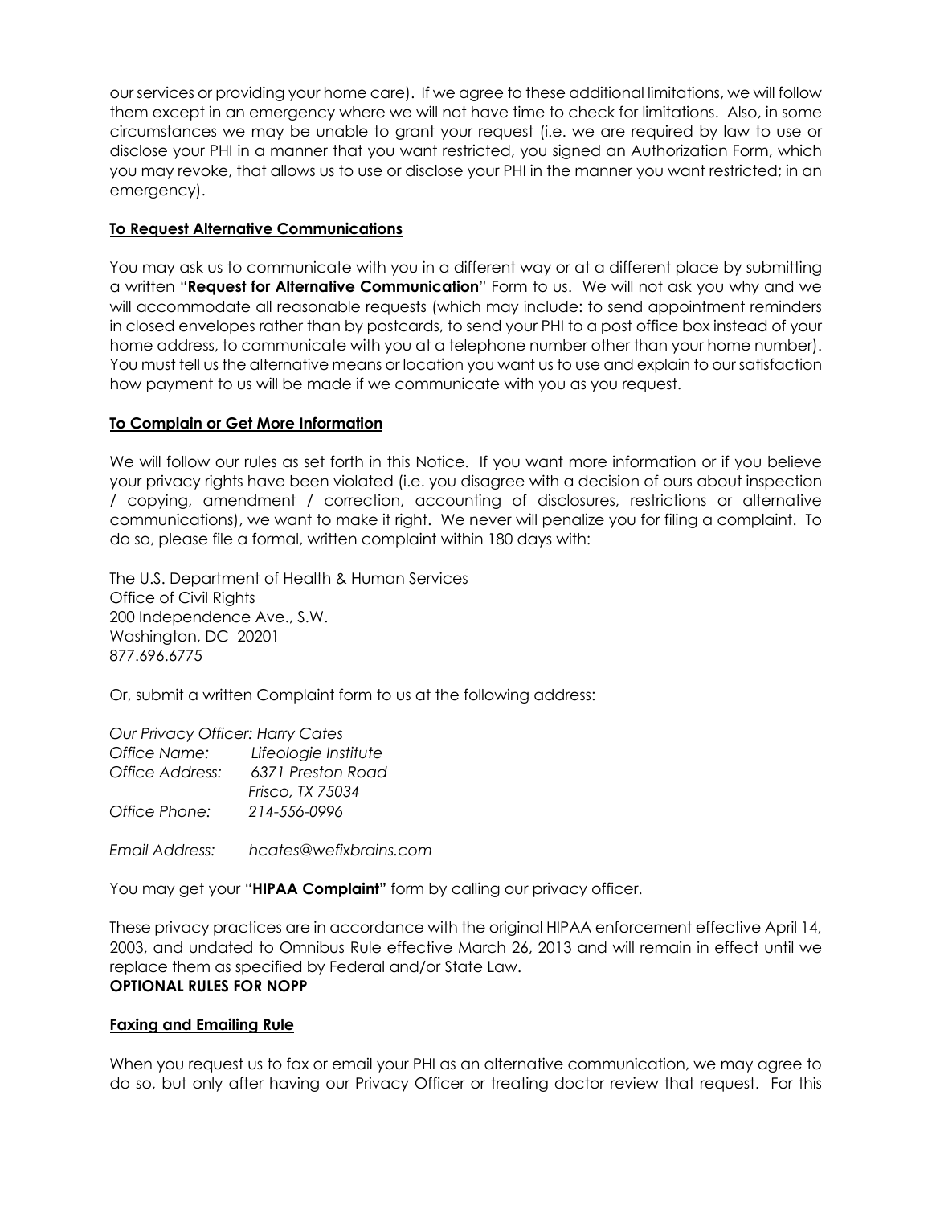our services or providing your home care). If we agree to these additional limitations, we will follow them except in an emergency where we will not have time to check for limitations. Also, in some circumstances we may be unable to grant your request (i.e. we are required by law to use or disclose your PHI in a manner that you want restricted, you signed an Authorization Form, which you may revoke, that allows us to use or disclose your PHI in the manner you want restricted; in an emergency).

**To Request Alternative Communications**

You may ask us to communicate with you in a different way or at a different place by submitting a written "**Request for Alternative Communication**" Form to us. We will not ask you why and we will accommodate all reasonable requests (which may include: to send appointment reminders in closed envelopes rather than by postcards, to send your PHI to a post office box instead of your home address, to communicate with you at a telephone number other than your home number). You must tell us the alternative means or location you want us to use and explain to our satisfaction how payment to us will be made if we communicate with you as you request.

**To Complain or Get More Information**

We will follow our rules as set forth in this Notice. If you want more information or if you believe your privacy rights have been violated (i.e. you disagree with a decision of ours about inspection / copying, amendment / correction, accounting of disclosures, restrictions or alternative communications), we want to make it right. We never will penalize you for filing a complaint. To do so, please file a formal, written complaint within 180 days with:

The U.S. Department of Health & Human Services
Office of Civil Rights
200 Independence Ave., S.W.
Washington, DC 20201
877.696.6775

Or, submit a written Complaint form to us at the following address:

*Our Privacy Officer: Harry Cates*
*Office Name:* *Lifeologie Institute*
*Office Address:* *6371 Preston Road*
*Frisco, TX 75034*
*Office Phone:* *214-556-0996*

*Email Address:* *hcates@wefixbrains.com*

You may get your "**HIPAA Complaint"** form by calling our privacy officer.

These privacy practices are in accordance with the original HIPAA enforcement effective April 14, 2003, and undated to Omnibus Rule effective March 26, 2013 and will remain in effect until we replace them as specified by Federal and/or State Law.

**OPTIONAL RULES FOR NOPP**

**Faxing and Emailing Rule**

When you request us to fax or email your PHI as an alternative communication, we may agree to do so, but only after having our Privacy Officer or treating doctor review that request. For this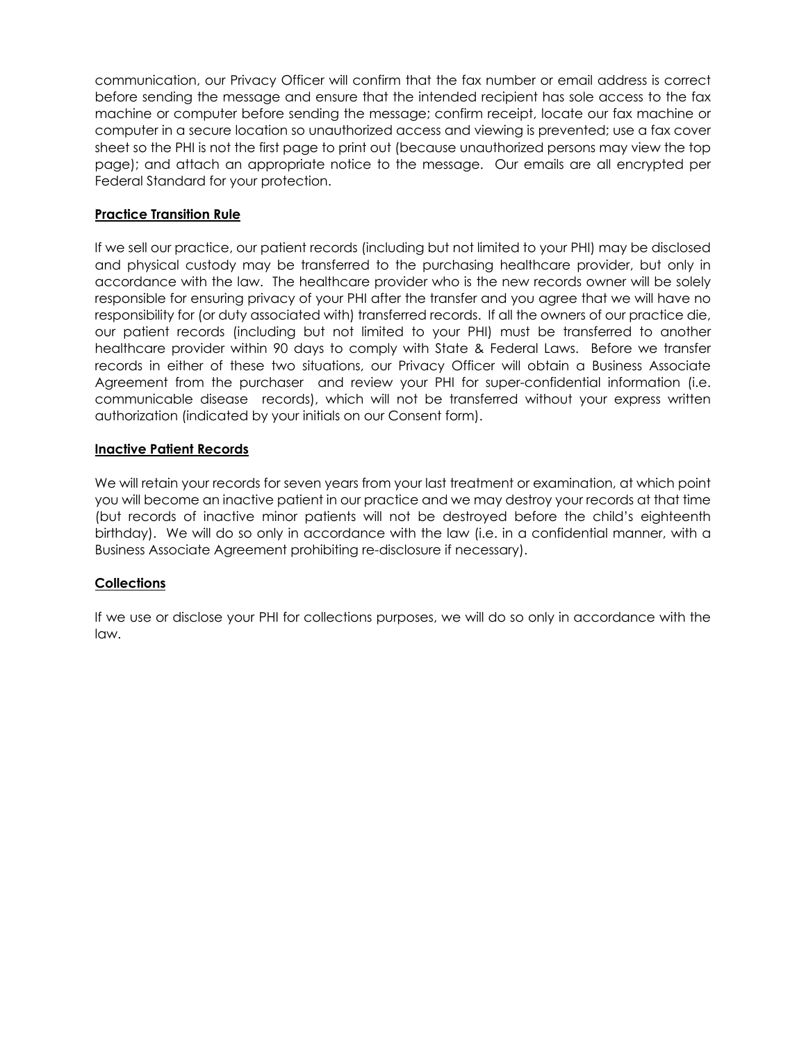communication, our Privacy Officer will confirm that the fax number or email address is correct before sending the message and ensure that the intended recipient has sole access to the fax machine or computer before sending the message; confirm receipt, locate our fax machine or computer in a secure location so unauthorized access and viewing is prevented; use a fax cover sheet so the PHI is not the first page to print out (because unauthorized persons may view the top page); and attach an appropriate notice to the message. Our emails are all encrypted per Federal Standard for your protection.

**Practice Transition Rule**

If we sell our practice, our patient records (including but not limited to your PHI) may be disclosed and physical custody may be transferred to the purchasing healthcare provider, but only in accordance with the law. The healthcare provider who is the new records owner will be solely responsible for ensuring privacy of your PHI after the transfer and you agree that we will have no responsibility for (or duty associated with) transferred records. If all the owners of our practice die, our patient records (including but not limited to your PHI) must be transferred to another healthcare provider within 90 days to comply with State & Federal Laws. Before we transfer records in either of these two situations, our Privacy Officer will obtain a Business Associate Agreement from the purchaser and review your PHI for super-confidential information (i.e. communicable disease records), which will not be transferred without your express written authorization (indicated by your initials on our Consent form).

**Inactive Patient Records**

We will retain your records for seven years from your last treatment or examination, at which point you will become an inactive patient in our practice and we may destroy your records at that time (but records of inactive minor patients will not be destroyed before the child's eighteenth birthday). We will do so only in accordance with the law (i.e. in a confidential manner, with a Business Associate Agreement prohibiting re-disclosure if necessary).

**Collections**

If we use or disclose your PHI for collections purposes, we will do so only in accordance with the law.